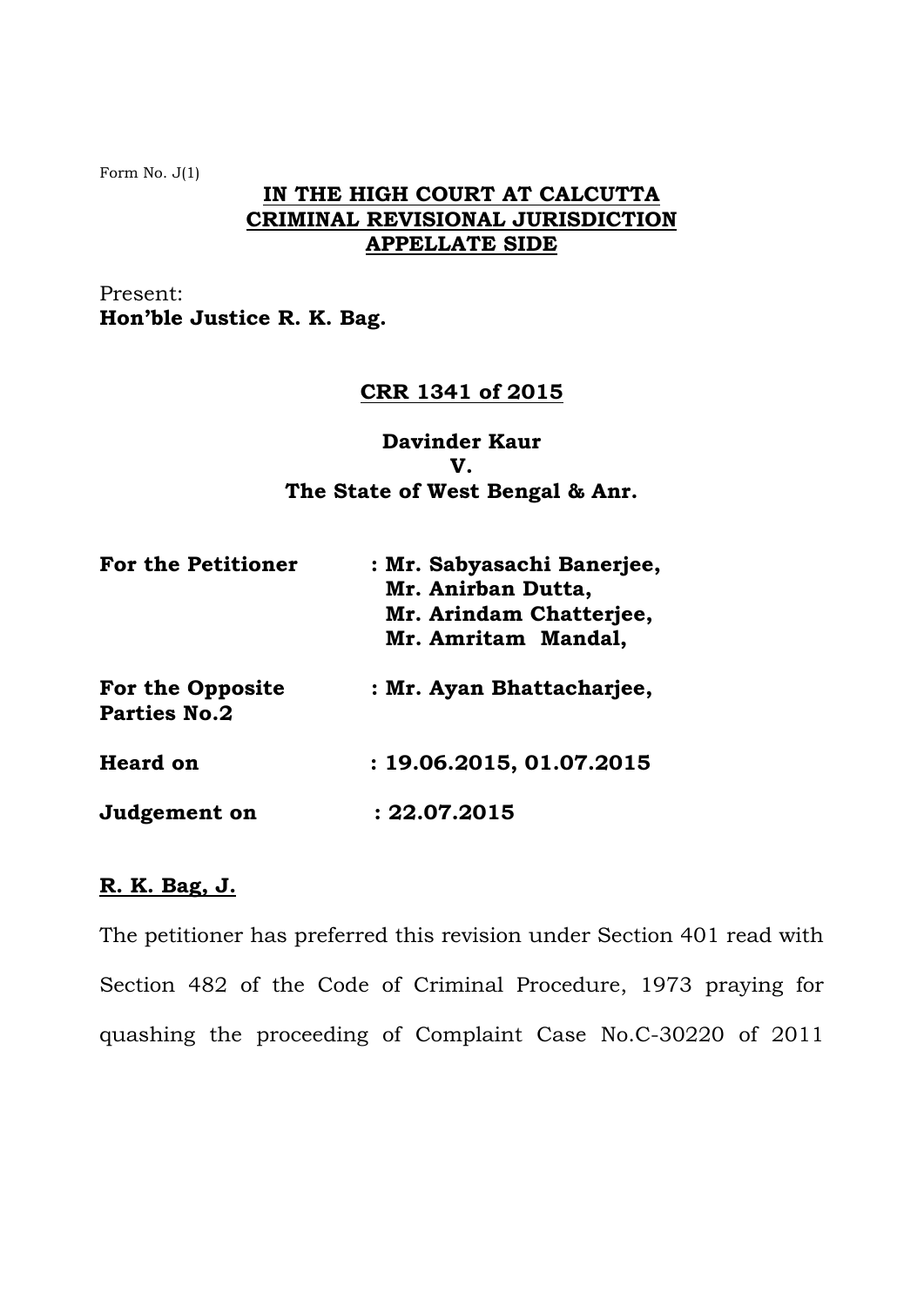Form No. J(1)

## IN THE HIGH COURT AT CALCUTTA
## CRIMINAL REVISIONAL JURISDICTION
## APPELLATE SIDE

Present:
**Hon'ble Justice R. K. Bag.**

**CRR 1341 of 2015**

**Davinder Kaur**
**V.**
**The State of West Bengal & Anr.**

| | |
|---|---|
| **For the Petitioner** | **: Mr. Sabyasachi Banerjee,<br>Mr. Anirban Dutta,<br>Mr. Arindam Chatterjee,<br>Mr. Amritam Mandal,** |
| **For the Opposite Parties No.2** | **: Mr. Ayan Bhattacharjee,** |
| **Heard on** | **: 19.06.2015, 01.07.2015** |
| **Judgement on** | **: 22.07.2015** |

**R. K. Bag, J.**

The petitioner has preferred this revision under Section 401 read with Section 482 of the Code of Criminal Procedure, 1973 praying for quashing the proceeding of Complaint Case No.C-30220 of 2011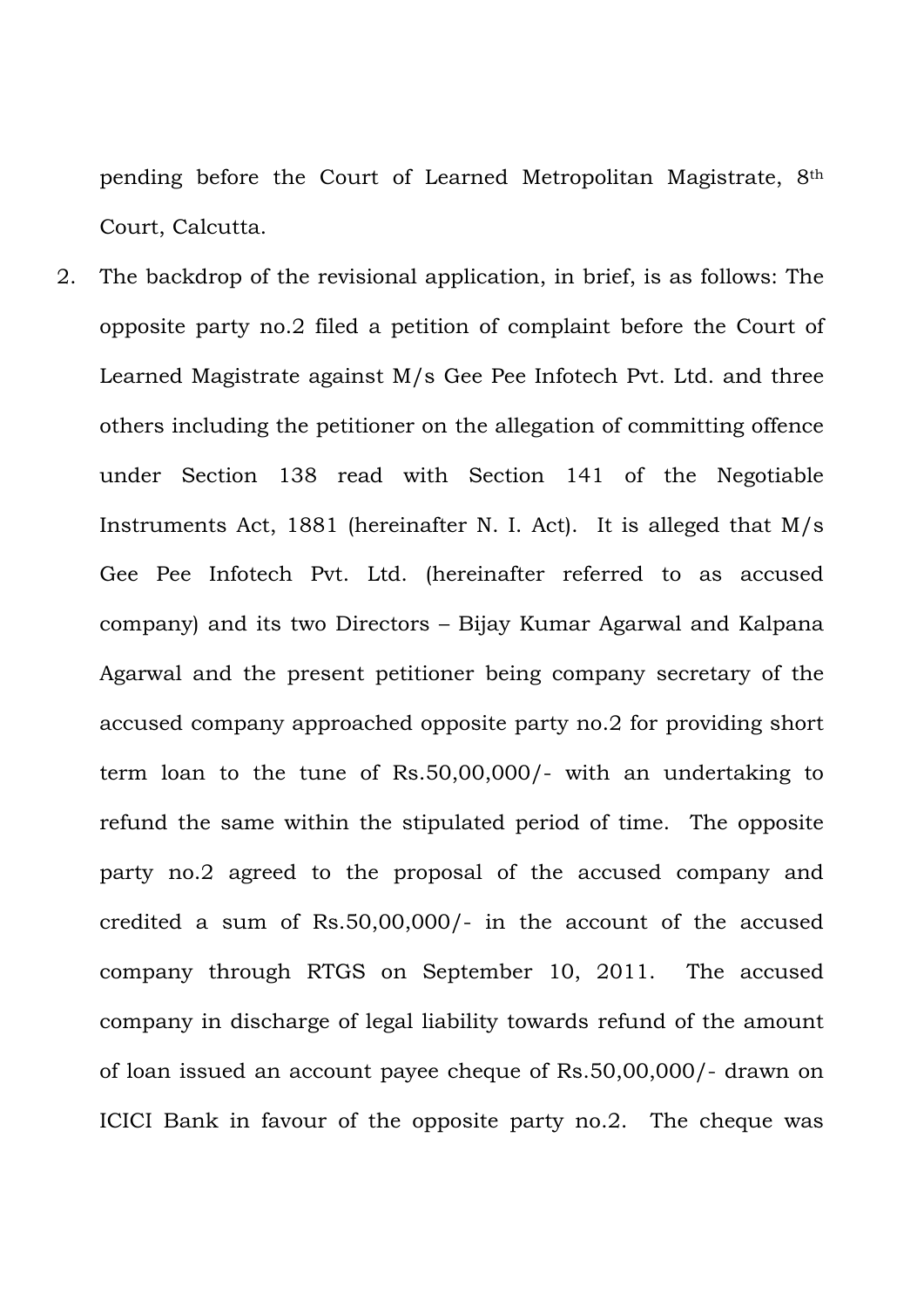pending before the Court of Learned Metropolitan Magistrate, 8th Court, Calcutta.

2. The backdrop of the revisional application, in brief, is as follows: The opposite party no.2 filed a petition of complaint before the Court of Learned Magistrate against M/s Gee Pee Infotech Pvt. Ltd. and three others including the petitioner on the allegation of committing offence under Section 138 read with Section 141 of the Negotiable Instruments Act, 1881 (hereinafter N. I. Act). It is alleged that M/s Gee Pee Infotech Pvt. Ltd. (hereinafter referred to as accused company) and its two Directors – Bijay Kumar Agarwal and Kalpana Agarwal and the present petitioner being company secretary of the accused company approached opposite party no.2 for providing short term loan to the tune of Rs.50,00,000/- with an undertaking to refund the same within the stipulated period of time. The opposite party no.2 agreed to the proposal of the accused company and credited a sum of Rs.50,00,000/- in the account of the accused company through RTGS on September 10, 2011. The accused company in discharge of legal liability towards refund of the amount of loan issued an account payee cheque of Rs.50,00,000/- drawn on ICICI Bank in favour of the opposite party no.2. The cheque was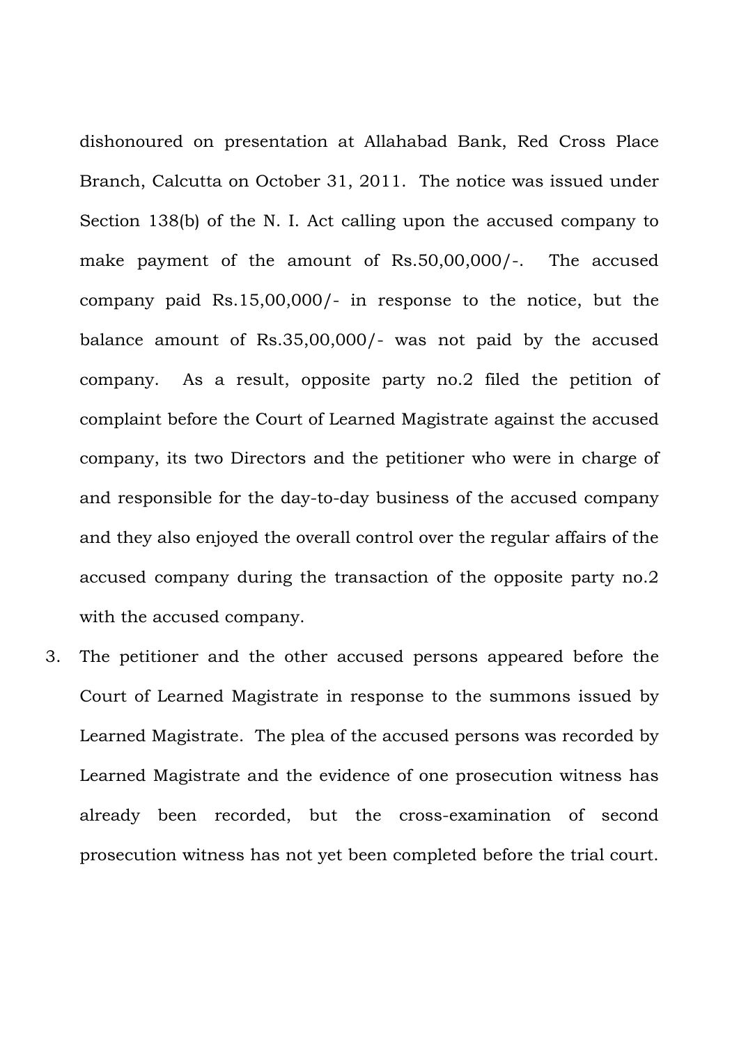dishonoured on presentation at Allahabad Bank, Red Cross Place Branch, Calcutta on October 31, 2011. The notice was issued under Section 138(b) of the N. I. Act calling upon the accused company to make payment of the amount of Rs.50,00,000/-. The accused company paid Rs.15,00,000/- in response to the notice, but the balance amount of Rs.35,00,000/- was not paid by the accused company. As a result, opposite party no.2 filed the petition of complaint before the Court of Learned Magistrate against the accused company, its two Directors and the petitioner who were in charge of and responsible for the day-to-day business of the accused company and they also enjoyed the overall control over the regular affairs of the accused company during the transaction of the opposite party no.2 with the accused company.

3. The petitioner and the other accused persons appeared before the Court of Learned Magistrate in response to the summons issued by Learned Magistrate. The plea of the accused persons was recorded by Learned Magistrate and the evidence of one prosecution witness has already been recorded, but the cross-examination of second prosecution witness has not yet been completed before the trial court.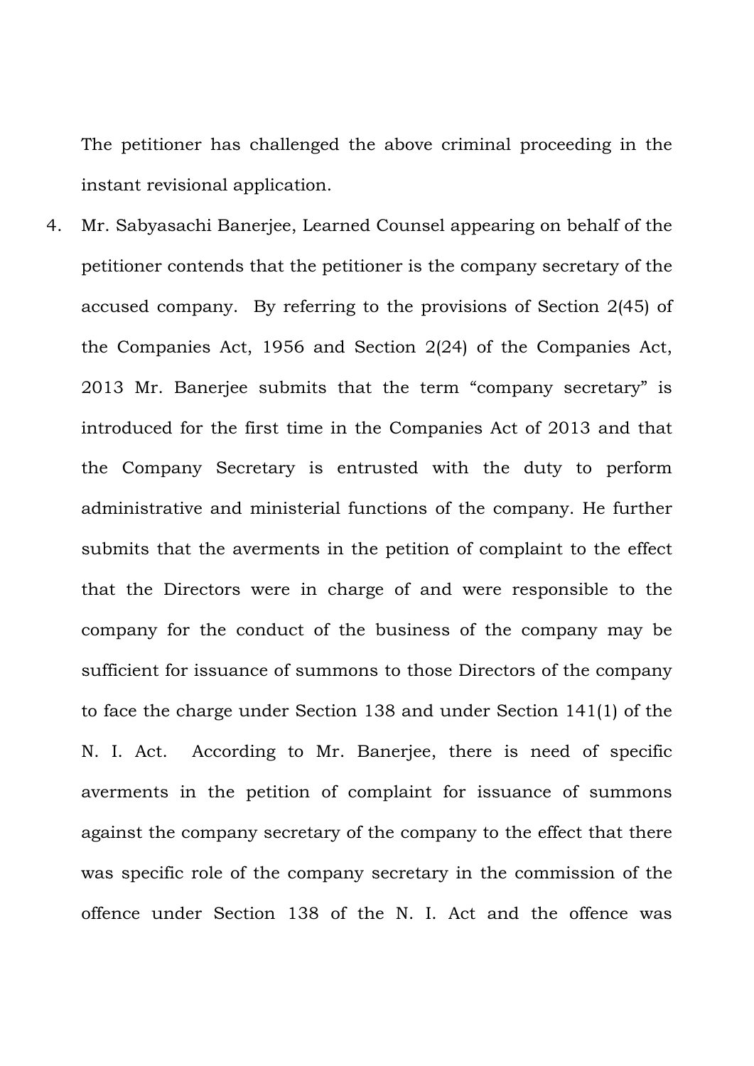The petitioner has challenged the above criminal proceeding in the instant revisional application.

4. Mr. Sabyasachi Banerjee, Learned Counsel appearing on behalf of the petitioner contends that the petitioner is the company secretary of the accused company. By referring to the provisions of Section 2(45) of the Companies Act, 1956 and Section 2(24) of the Companies Act, 2013 Mr. Banerjee submits that the term "company secretary" is introduced for the first time in the Companies Act of 2013 and that the Company Secretary is entrusted with the duty to perform administrative and ministerial functions of the company. He further submits that the averments in the petition of complaint to the effect that the Directors were in charge of and were responsible to the company for the conduct of the business of the company may be sufficient for issuance of summons to those Directors of the company to face the charge under Section 138 and under Section 141(1) of the N. I. Act. According to Mr. Banerjee, there is need of specific averments in the petition of complaint for issuance of summons against the company secretary of the company to the effect that there was specific role of the company secretary in the commission of the offence under Section 138 of the N. I. Act and the offence was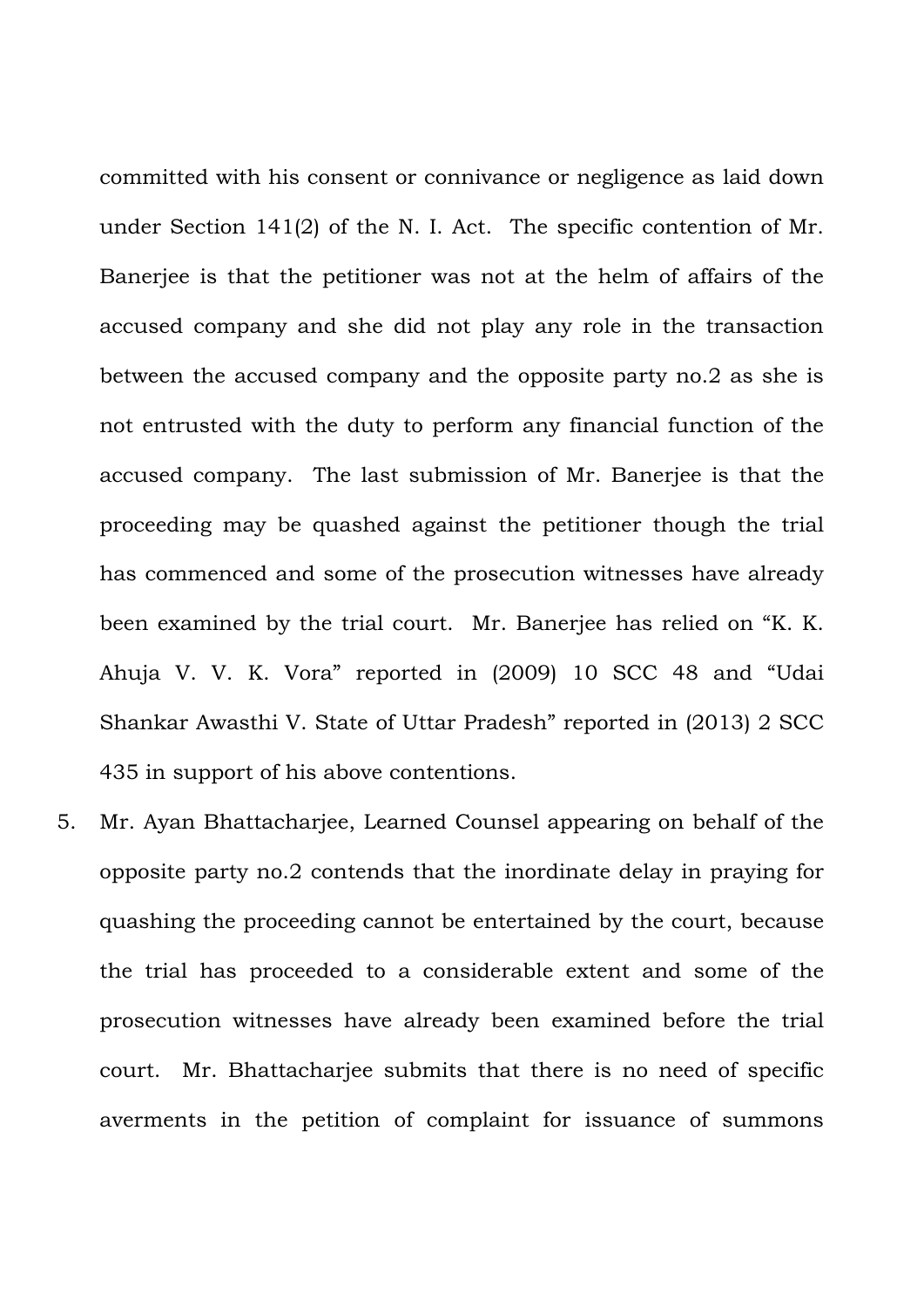committed with his consent or connivance or negligence as laid down under Section 141(2) of the N. I. Act. The specific contention of Mr. Banerjee is that the petitioner was not at the helm of affairs of the accused company and she did not play any role in the transaction between the accused company and the opposite party no.2 as she is not entrusted with the duty to perform any financial function of the accused company. The last submission of Mr. Banerjee is that the proceeding may be quashed against the petitioner though the trial has commenced and some of the prosecution witnesses have already been examined by the trial court. Mr. Banerjee has relied on "K. K. Ahuja V. V. K. Vora" reported in (2009) 10 SCC 48 and "Udai Shankar Awasthi V. State of Uttar Pradesh" reported in (2013) 2 SCC 435 in support of his above contentions.

5. Mr. Ayan Bhattacharjee, Learned Counsel appearing on behalf of the opposite party no.2 contends that the inordinate delay in praying for quashing the proceeding cannot be entertained by the court, because the trial has proceeded to a considerable extent and some of the prosecution witnesses have already been examined before the trial court. Mr. Bhattacharjee submits that there is no need of specific averments in the petition of complaint for issuance of summons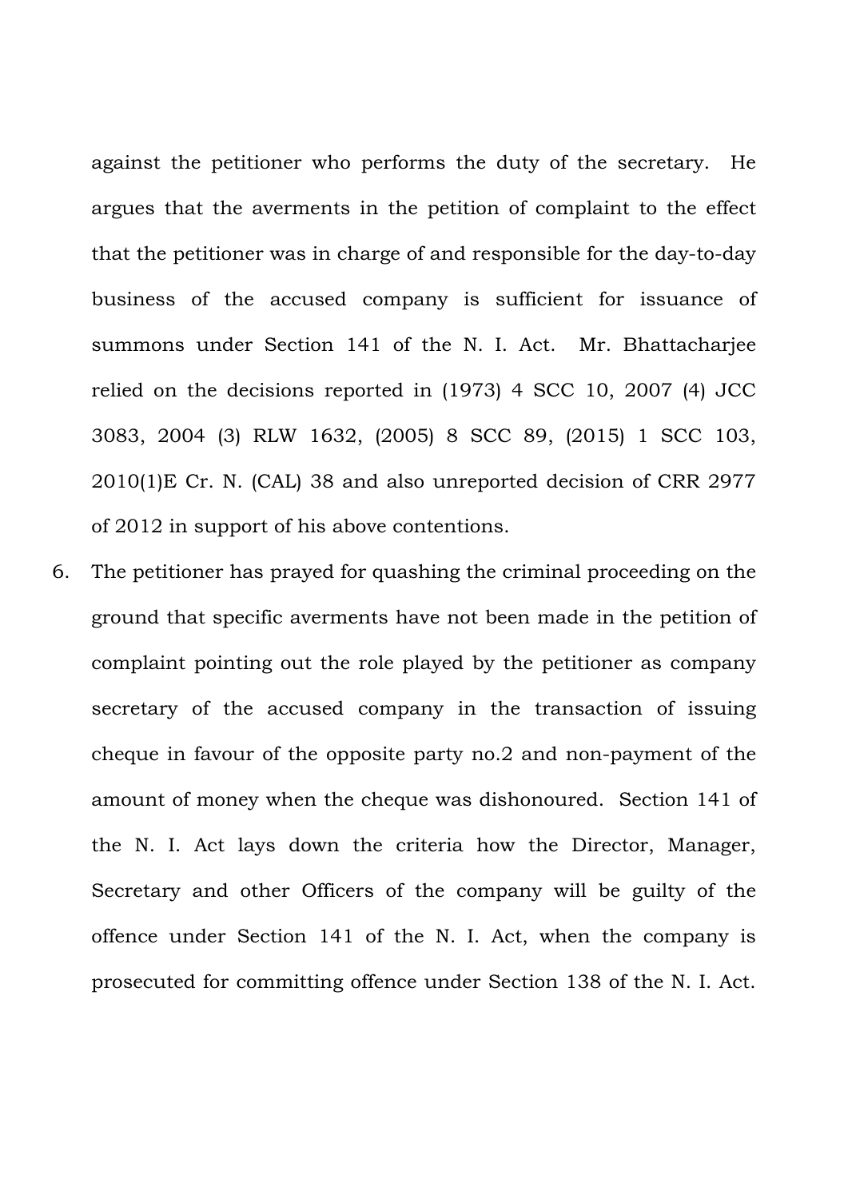against the petitioner who performs the duty of the secretary. He argues that the averments in the petition of complaint to the effect that the petitioner was in charge of and responsible for the day-to-day business of the accused company is sufficient for issuance of summons under Section 141 of the N. I. Act. Mr. Bhattacharjee relied on the decisions reported in (1973) 4 SCC 10, 2007 (4) JCC 3083, 2004 (3) RLW 1632, (2005) 8 SCC 89, (2015) 1 SCC 103, 2010(1)E Cr. N. (CAL) 38 and also unreported decision of CRR 2977 of 2012 in support of his above contentions.

6. The petitioner has prayed for quashing the criminal proceeding on the ground that specific averments have not been made in the petition of complaint pointing out the role played by the petitioner as company secretary of the accused company in the transaction of issuing cheque in favour of the opposite party no.2 and non-payment of the amount of money when the cheque was dishonoured. Section 141 of the N. I. Act lays down the criteria how the Director, Manager, Secretary and other Officers of the company will be guilty of the offence under Section 141 of the N. I. Act, when the company is prosecuted for committing offence under Section 138 of the N. I. Act.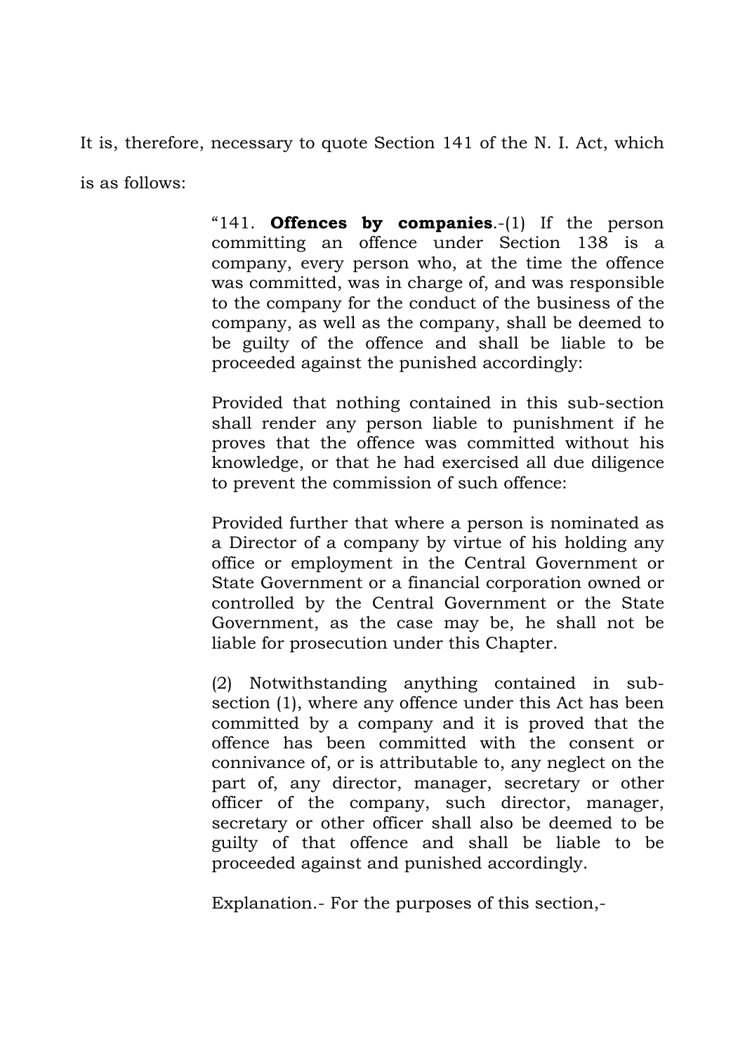It is, therefore, necessary to quote Section 141 of the N. I. Act, which is as follows:

> "141. **Offences by companies**.-(1) If the person committing an offence under Section 138 is a company, every person who, at the time the offence was committed, was in charge of, and was responsible to the company for the conduct of the business of the company, as well as the company, shall be deemed to be guilty of the offence and shall be liable to be proceeded against the punished accordingly:
>
> Provided that nothing contained in this sub-section shall render any person liable to punishment if he proves that the offence was committed without his knowledge, or that he had exercised all due diligence to prevent the commission of such offence:
>
> Provided further that where a person is nominated as a Director of a company by virtue of his holding any office or employment in the Central Government or State Government or a financial corporation owned or controlled by the Central Government or the State Government, as the case may be, he shall not be liable for prosecution under this Chapter.
>
> (2) Notwithstanding anything contained in sub-section (1), where any offence under this Act has been committed by a company and it is proved that the offence has been committed with the consent or connivance of, or is attributable to, any neglect on the part of, any director, manager, secretary or other officer of the company, such director, manager, secretary or other officer shall also be deemed to be guilty of that offence and shall be liable to be proceeded against and punished accordingly.
>
> Explanation.- For the purposes of this section,-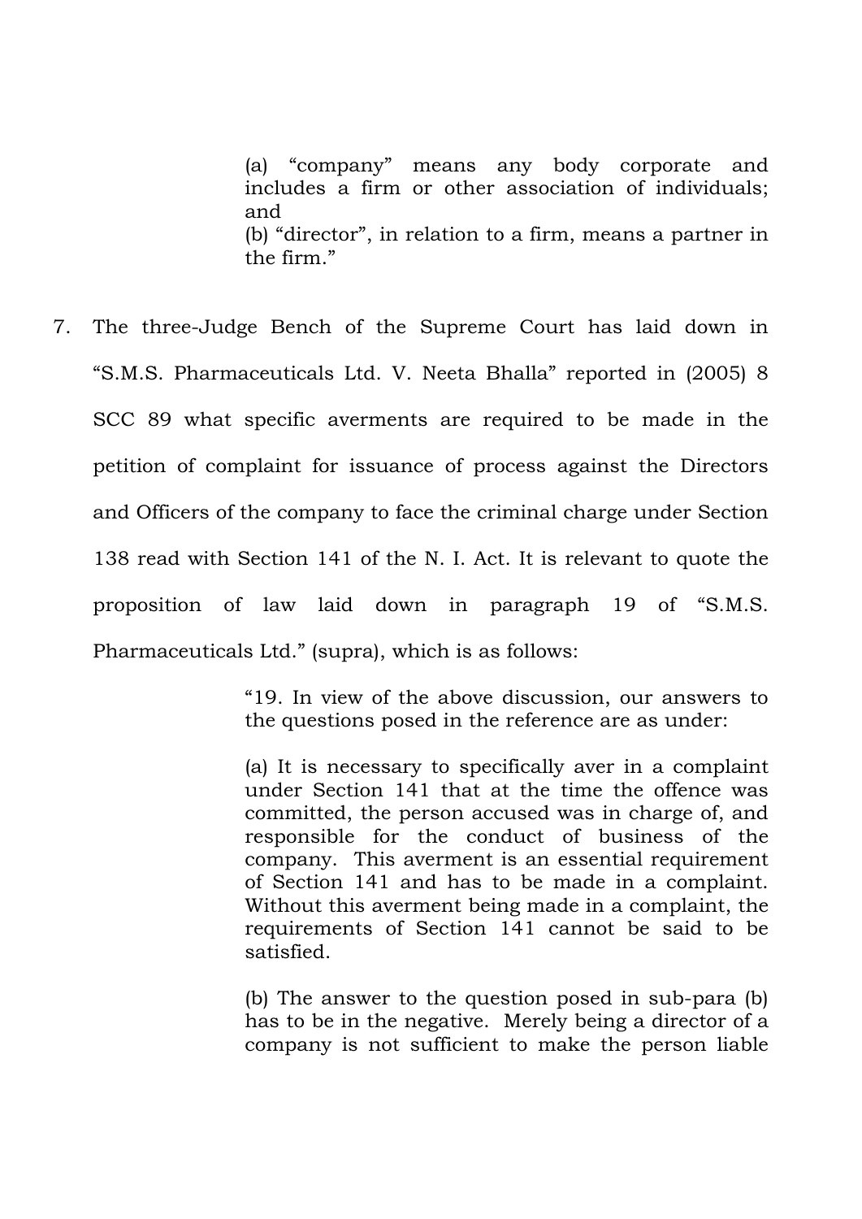> (a) "company" means any body corporate and includes a firm or other association of individuals; and
> (b) "director", in relation to a firm, means a partner in the firm."

7. The three-Judge Bench of the Supreme Court has laid down in "S.M.S. Pharmaceuticals Ltd. V. Neeta Bhalla" reported in (2005) 8 SCC 89 what specific averments are required to be made in the petition of complaint for issuance of process against the Directors and Officers of the company to face the criminal charge under Section 138 read with Section 141 of the N. I. Act. It is relevant to quote the proposition of law laid down in paragraph 19 of "S.M.S. Pharmaceuticals Ltd." (supra), which is as follows:

> "19. In view of the above discussion, our answers to the questions posed in the reference are as under:
>
> (a) It is necessary to specifically aver in a complaint under Section 141 that at the time the offence was committed, the person accused was in charge of, and responsible for the conduct of business of the company. This averment is an essential requirement of Section 141 and has to be made in a complaint. Without this averment being made in a complaint, the requirements of Section 141 cannot be said to be satisfied.
>
> (b) The answer to the question posed in sub-para (b) has to be in the negative. Merely being a director of a company is not sufficient to make the person liable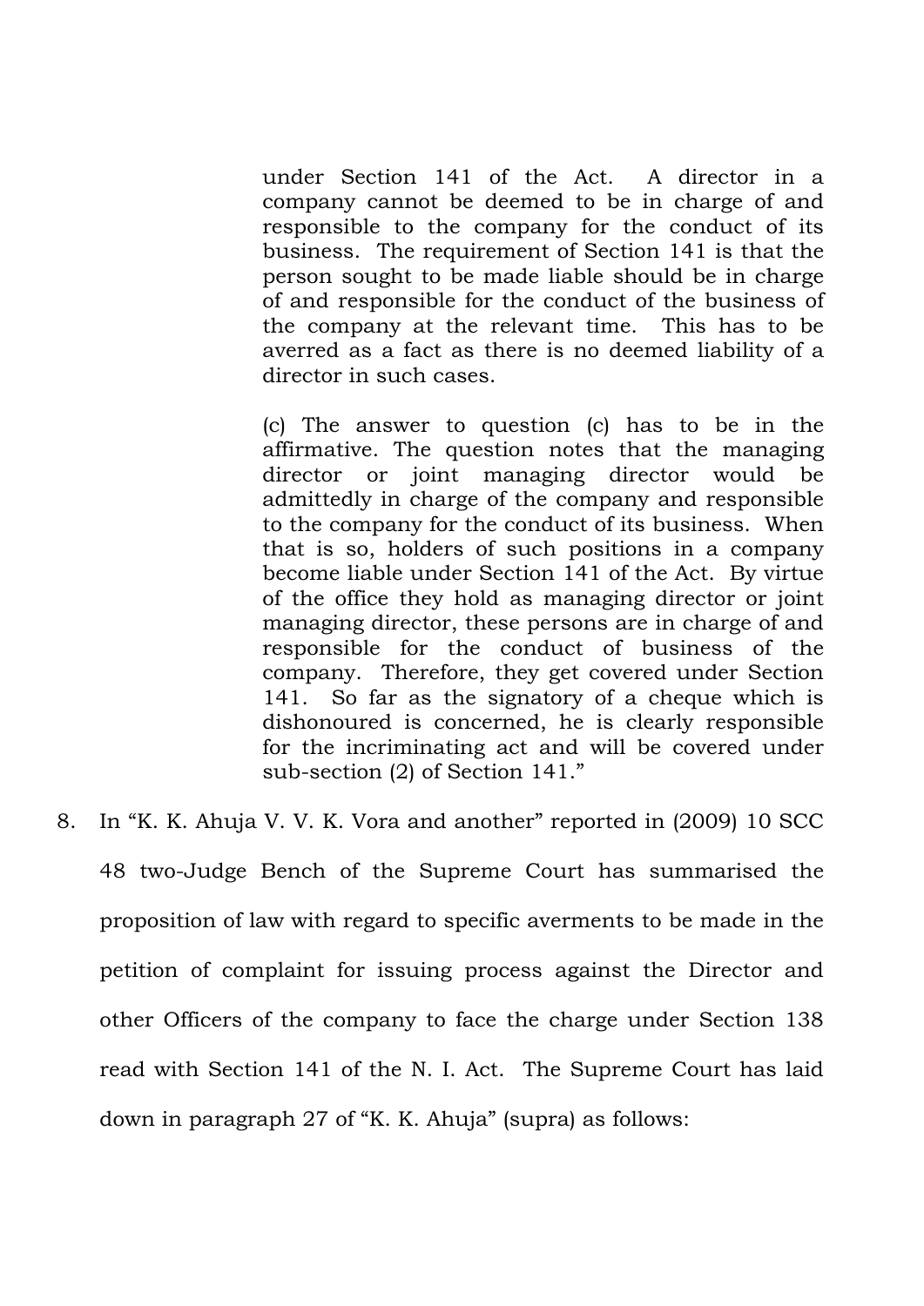> under Section 141 of the Act. A director in a company cannot be deemed to be in charge of and responsible to the company for the conduct of its business. The requirement of Section 141 is that the person sought to be made liable should be in charge of and responsible for the conduct of the business of the company at the relevant time. This has to be averred as a fact as there is no deemed liability of a director in such cases.
>
> (c) The answer to question (c) has to be in the affirmative. The question notes that the managing director or joint managing director would be admittedly in charge of the company and responsible to the company for the conduct of its business. When that is so, holders of such positions in a company become liable under Section 141 of the Act. By virtue of the office they hold as managing director or joint managing director, these persons are in charge of and responsible for the conduct of business of the company. Therefore, they get covered under Section 141. So far as the signatory of a cheque which is dishonoured is concerned, he is clearly responsible for the incriminating act and will be covered under sub-section (2) of Section 141."

8. In "K. K. Ahuja V. V. K. Vora and another" reported in (2009) 10 SCC 48 two-Judge Bench of the Supreme Court has summarised the proposition of law with regard to specific averments to be made in the petition of complaint for issuing process against the Director and other Officers of the company to face the charge under Section 138 read with Section 141 of the N. I. Act. The Supreme Court has laid down in paragraph 27 of "K. K. Ahuja" (supra) as follows: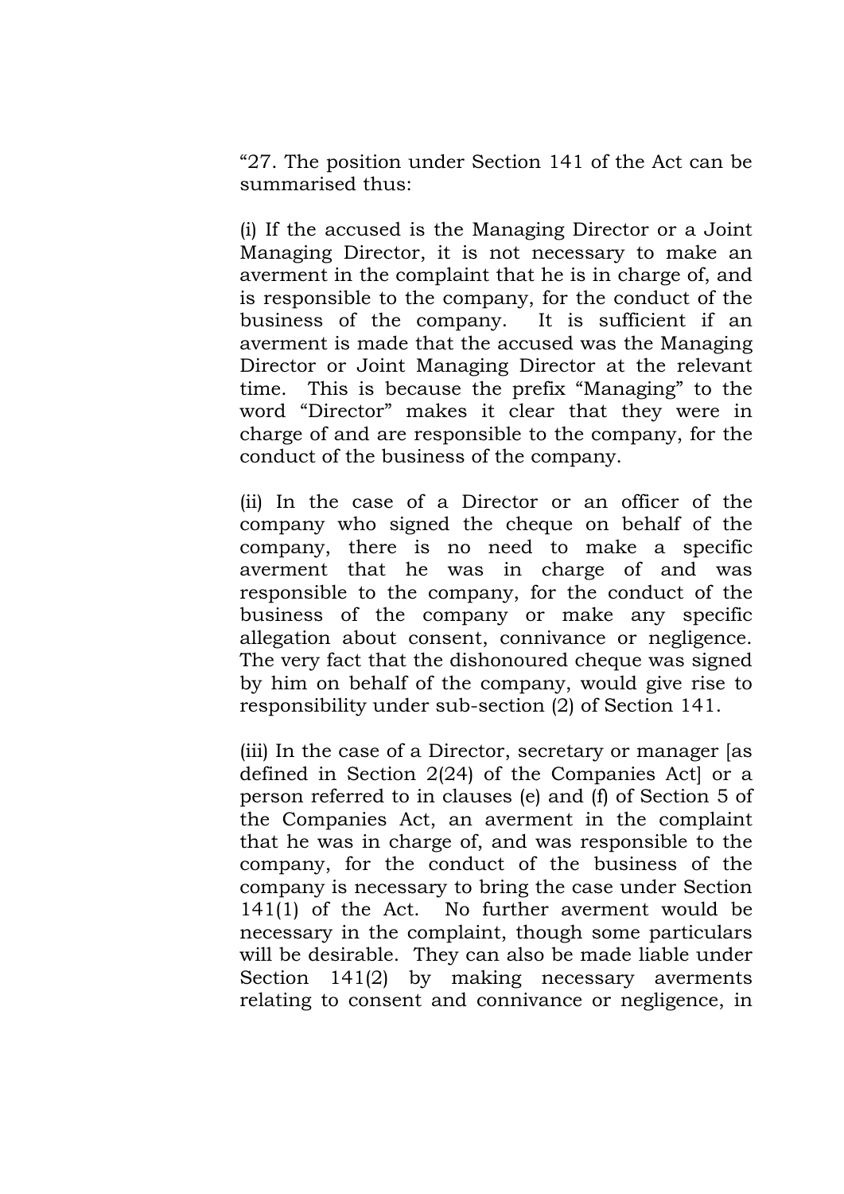"27. The position under Section 141 of the Act can be summarised thus:

(i) If the accused is the Managing Director or a Joint Managing Director, it is not necessary to make an averment in the complaint that he is in charge of, and is responsible to the company, for the conduct of the business of the company. It is sufficient if an averment is made that the accused was the Managing Director or Joint Managing Director at the relevant time. This is because the prefix "Managing" to the word "Director" makes it clear that they were in charge of and are responsible to the company, for the conduct of the business of the company.

(ii) In the case of a Director or an officer of the company who signed the cheque on behalf of the company, there is no need to make a specific averment that he was in charge of and was responsible to the company, for the conduct of the business of the company or make any specific allegation about consent, connivance or negligence. The very fact that the dishonoured cheque was signed by him on behalf of the company, would give rise to responsibility under sub-section (2) of Section 141.

(iii) In the case of a Director, secretary or manager [as defined in Section 2(24) of the Companies Act] or a person referred to in clauses (e) and (f) of Section 5 of the Companies Act, an averment in the complaint that he was in charge of, and was responsible to the company, for the conduct of the business of the company is necessary to bring the case under Section 141(1) of the Act. No further averment would be necessary in the complaint, though some particulars will be desirable. They can also be made liable under Section 141(2) by making necessary averments relating to consent and connivance or negligence, in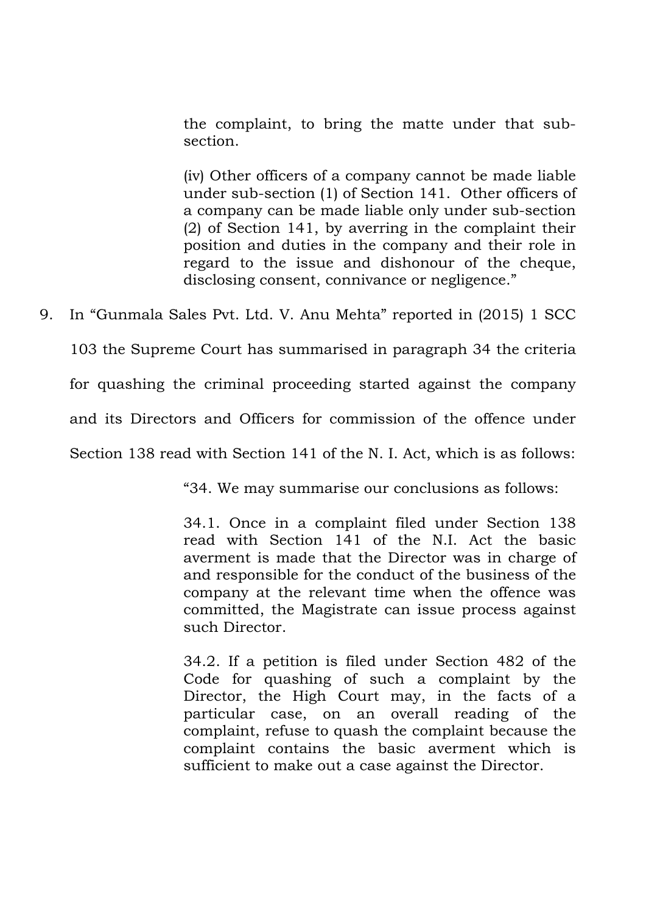> the complaint, to bring the matte under that sub-section.
>
> (iv) Other officers of a company cannot be made liable under sub-section (1) of Section 141. Other officers of a company can be made liable only under sub-section (2) of Section 141, by averring in the complaint their position and duties in the company and their role in regard to the issue and dishonour of the cheque, disclosing consent, connivance or negligence."

9. In "Gunmala Sales Pvt. Ltd. V. Anu Mehta" reported in (2015) 1 SCC 103 the Supreme Court has summarised in paragraph 34 the criteria for quashing the criminal proceeding started against the company and its Directors and Officers for commission of the offence under Section 138 read with Section 141 of the N. I. Act, which is as follows:

> "34. We may summarise our conclusions as follows:
>
> 34.1. Once in a complaint filed under Section 138 read with Section 141 of the N.I. Act the basic averment is made that the Director was in charge of and responsible for the conduct of the business of the company at the relevant time when the offence was committed, the Magistrate can issue process against such Director.
>
> 34.2. If a petition is filed under Section 482 of the Code for quashing of such a complaint by the Director, the High Court may, in the facts of a particular case, on an overall reading of the complaint, refuse to quash the complaint because the complaint contains the basic averment which is sufficient to make out a case against the Director.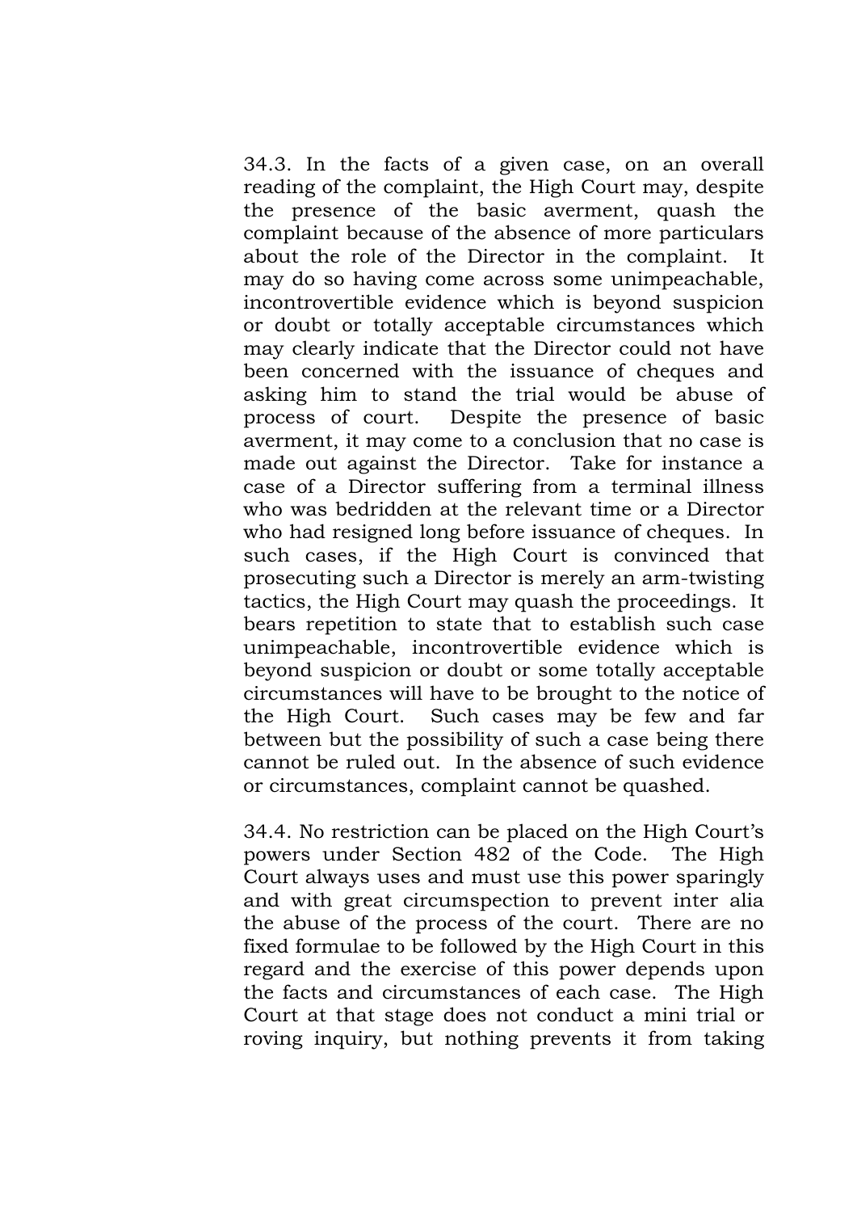34.3. In the facts of a given case, on an overall reading of the complaint, the High Court may, despite the presence of the basic averment, quash the complaint because of the absence of more particulars about the role of the Director in the complaint. It may do so having come across some unimpeachable, incontrovertible evidence which is beyond suspicion or doubt or totally acceptable circumstances which may clearly indicate that the Director could not have been concerned with the issuance of cheques and asking him to stand the trial would be abuse of process of court. Despite the presence of basic averment, it may come to a conclusion that no case is made out against the Director. Take for instance a case of a Director suffering from a terminal illness who was bedridden at the relevant time or a Director who had resigned long before issuance of cheques. In such cases, if the High Court is convinced that prosecuting such a Director is merely an arm-twisting tactics, the High Court may quash the proceedings. It bears repetition to state that to establish such case unimpeachable, incontrovertible evidence which is beyond suspicion or doubt or some totally acceptable circumstances will have to be brought to the notice of the High Court. Such cases may be few and far between but the possibility of such a case being there cannot be ruled out. In the absence of such evidence or circumstances, complaint cannot be quashed.

34.4. No restriction can be placed on the High Court's powers under Section 482 of the Code. The High Court always uses and must use this power sparingly and with great circumspection to prevent inter alia the abuse of the process of the court. There are no fixed formulae to be followed by the High Court in this regard and the exercise of this power depends upon the facts and circumstances of each case. The High Court at that stage does not conduct a mini trial or roving inquiry, but nothing prevents it from taking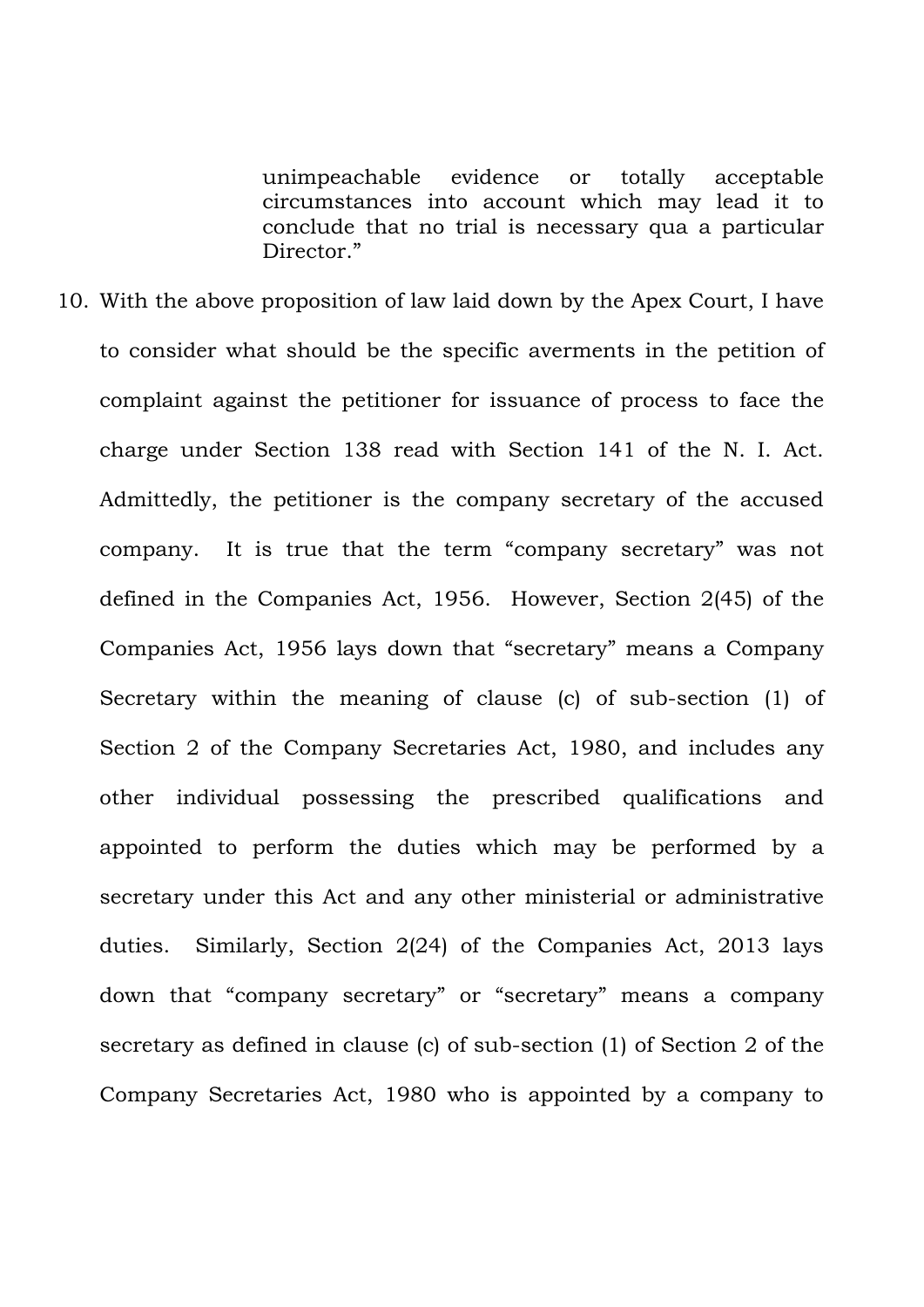> unimpeachable evidence or totally acceptable circumstances into account which may lead it to conclude that no trial is necessary qua a particular Director."

10. With the above proposition of law laid down by the Apex Court, I have to consider what should be the specific averments in the petition of complaint against the petitioner for issuance of process to face the charge under Section 138 read with Section 141 of the N. I. Act. Admittedly, the petitioner is the company secretary of the accused company. It is true that the term "company secretary" was not defined in the Companies Act, 1956. However, Section 2(45) of the Companies Act, 1956 lays down that "secretary" means a Company Secretary within the meaning of clause (c) of sub-section (1) of Section 2 of the Company Secretaries Act, 1980, and includes any other individual possessing the prescribed qualifications and appointed to perform the duties which may be performed by a secretary under this Act and any other ministerial or administrative duties. Similarly, Section 2(24) of the Companies Act, 2013 lays down that "company secretary" or "secretary" means a company secretary as defined in clause (c) of sub-section (1) of Section 2 of the Company Secretaries Act, 1980 who is appointed by a company to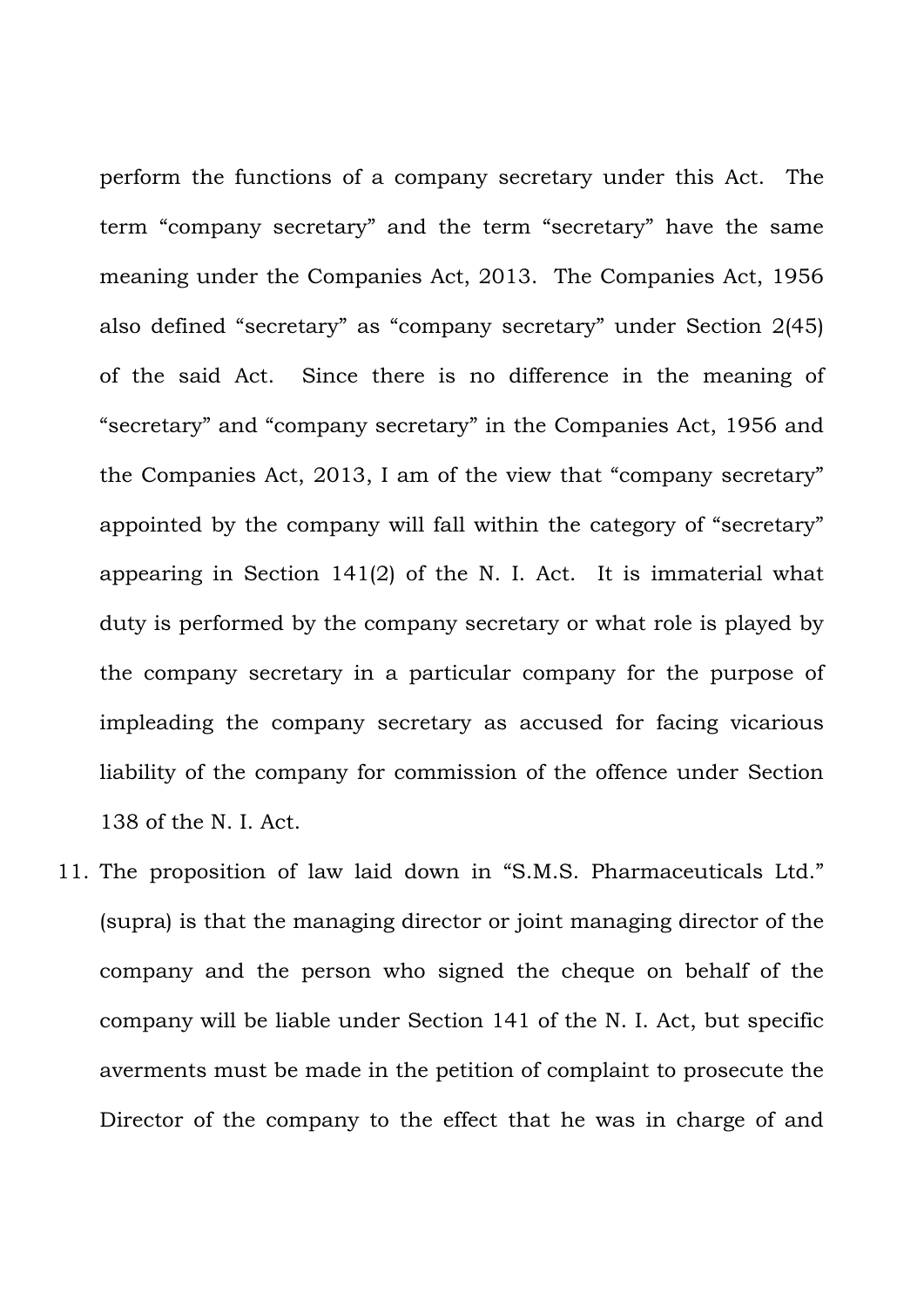perform the functions of a company secretary under this Act. The term "company secretary" and the term "secretary" have the same meaning under the Companies Act, 2013. The Companies Act, 1956 also defined "secretary" as "company secretary" under Section 2(45) of the said Act. Since there is no difference in the meaning of "secretary" and "company secretary" in the Companies Act, 1956 and the Companies Act, 2013, I am of the view that "company secretary" appointed by the company will fall within the category of "secretary" appearing in Section 141(2) of the N. I. Act. It is immaterial what duty is performed by the company secretary or what role is played by the company secretary in a particular company for the purpose of impleading the company secretary as accused for facing vicarious liability of the company for commission of the offence under Section 138 of the N. I. Act.

11. The proposition of law laid down in "S.M.S. Pharmaceuticals Ltd." (supra) is that the managing director or joint managing director of the company and the person who signed the cheque on behalf of the company will be liable under Section 141 of the N. I. Act, but specific averments must be made in the petition of complaint to prosecute the Director of the company to the effect that he was in charge of and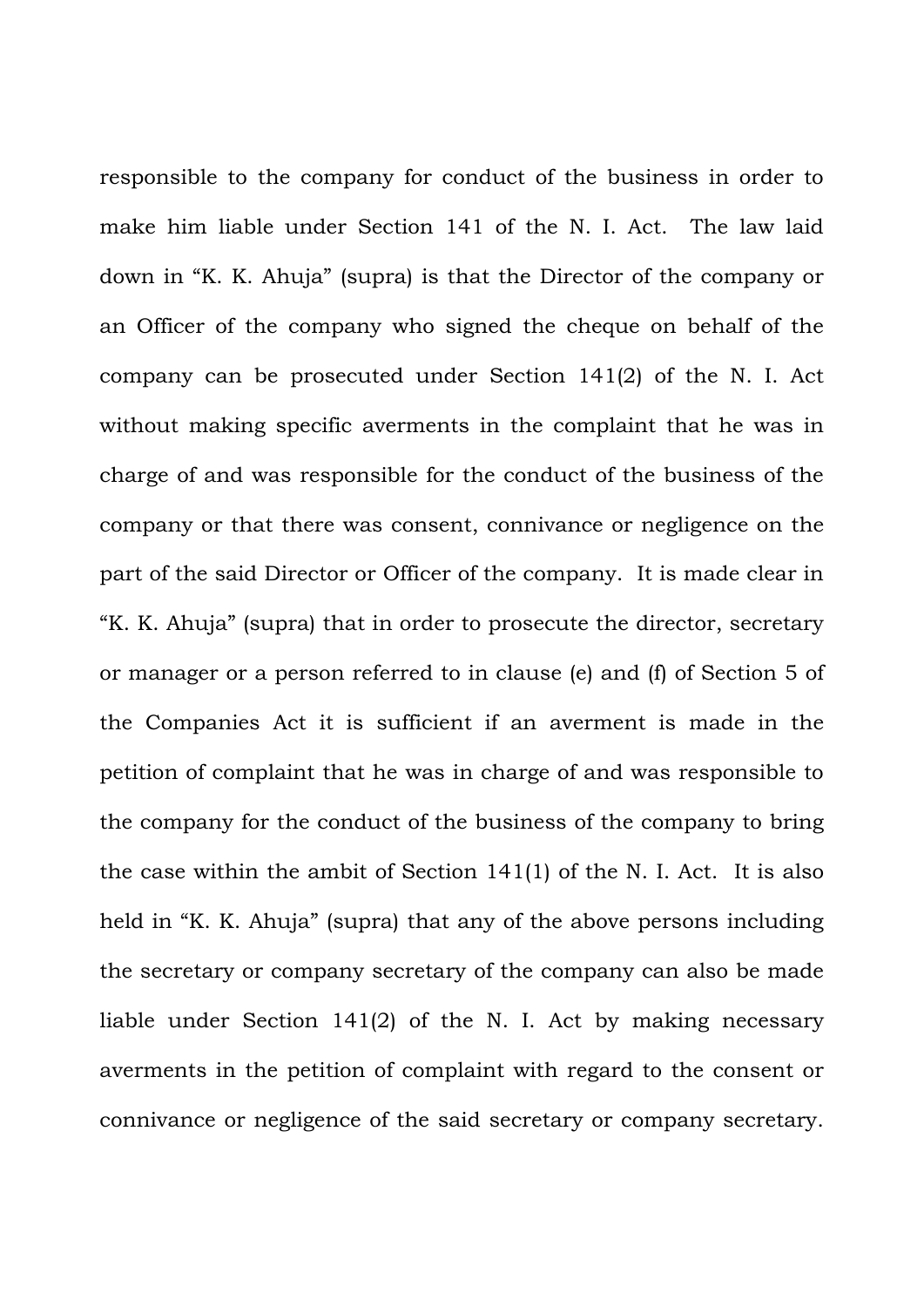responsible to the company for conduct of the business in order to make him liable under Section 141 of the N. I. Act. The law laid down in "K. K. Ahuja" (supra) is that the Director of the company or an Officer of the company who signed the cheque on behalf of the company can be prosecuted under Section 141(2) of the N. I. Act without making specific averments in the complaint that he was in charge of and was responsible for the conduct of the business of the company or that there was consent, connivance or negligence on the part of the said Director or Officer of the company. It is made clear in "K. K. Ahuja" (supra) that in order to prosecute the director, secretary or manager or a person referred to in clause (e) and (f) of Section 5 of the Companies Act it is sufficient if an averment is made in the petition of complaint that he was in charge of and was responsible to the company for the conduct of the business of the company to bring the case within the ambit of Section 141(1) of the N. I. Act. It is also held in "K. K. Ahuja" (supra) that any of the above persons including the secretary or company secretary of the company can also be made liable under Section 141(2) of the N. I. Act by making necessary averments in the petition of complaint with regard to the consent or connivance or negligence of the said secretary or company secretary.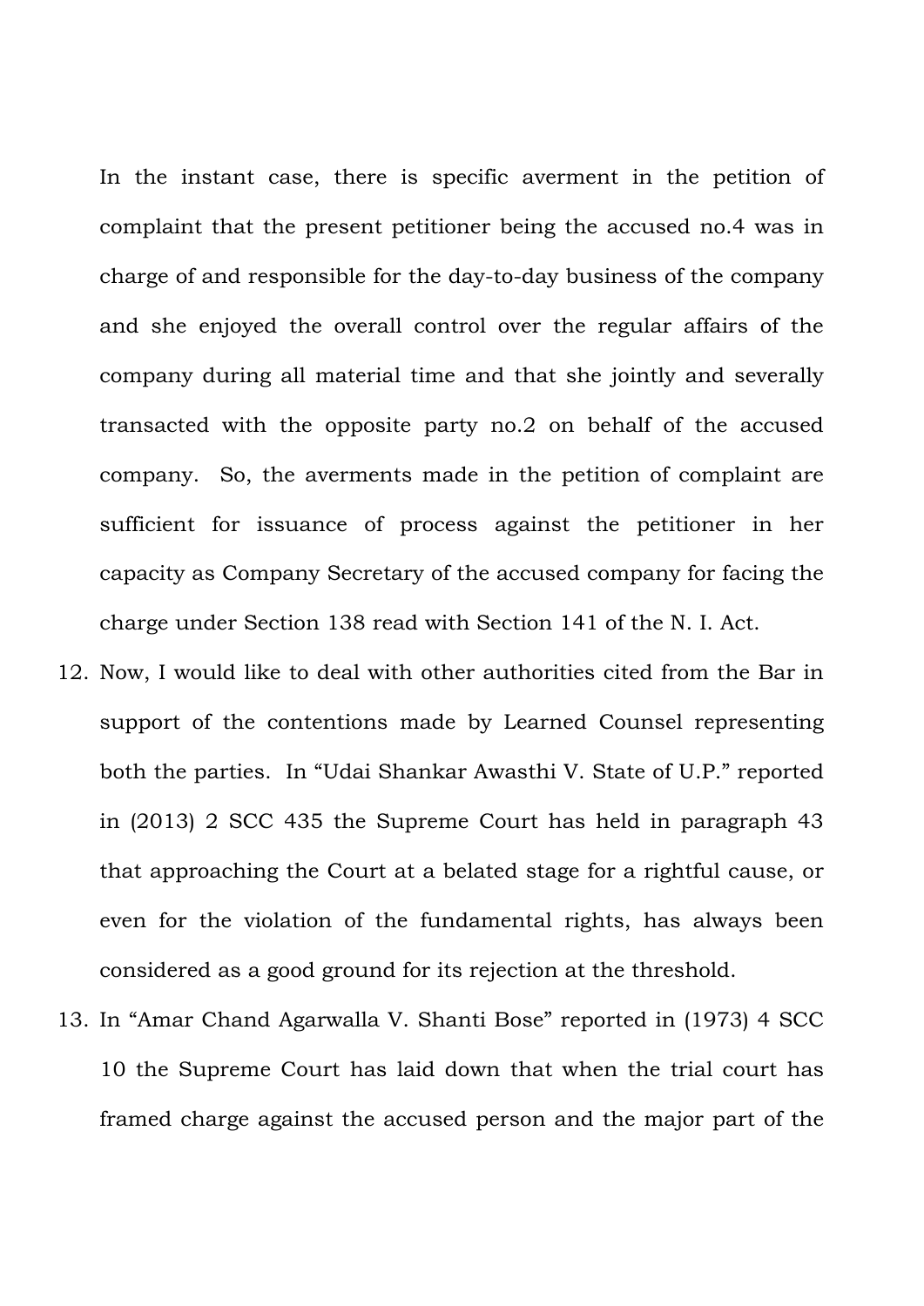In the instant case, there is specific averment in the petition of complaint that the present petitioner being the accused no.4 was in charge of and responsible for the day-to-day business of the company and she enjoyed the overall control over the regular affairs of the company during all material time and that she jointly and severally transacted with the opposite party no.2 on behalf of the accused company. So, the averments made in the petition of complaint are sufficient for issuance of process against the petitioner in her capacity as Company Secretary of the accused company for facing the charge under Section 138 read with Section 141 of the N. I. Act.

12. Now, I would like to deal with other authorities cited from the Bar in support of the contentions made by Learned Counsel representing both the parties. In "Udai Shankar Awasthi V. State of U.P." reported in (2013) 2 SCC 435 the Supreme Court has held in paragraph 43 that approaching the Court at a belated stage for a rightful cause, or even for the violation of the fundamental rights, has always been considered as a good ground for its rejection at the threshold.

13. In "Amar Chand Agarwalla V. Shanti Bose" reported in (1973) 4 SCC 10 the Supreme Court has laid down that when the trial court has framed charge against the accused person and the major part of the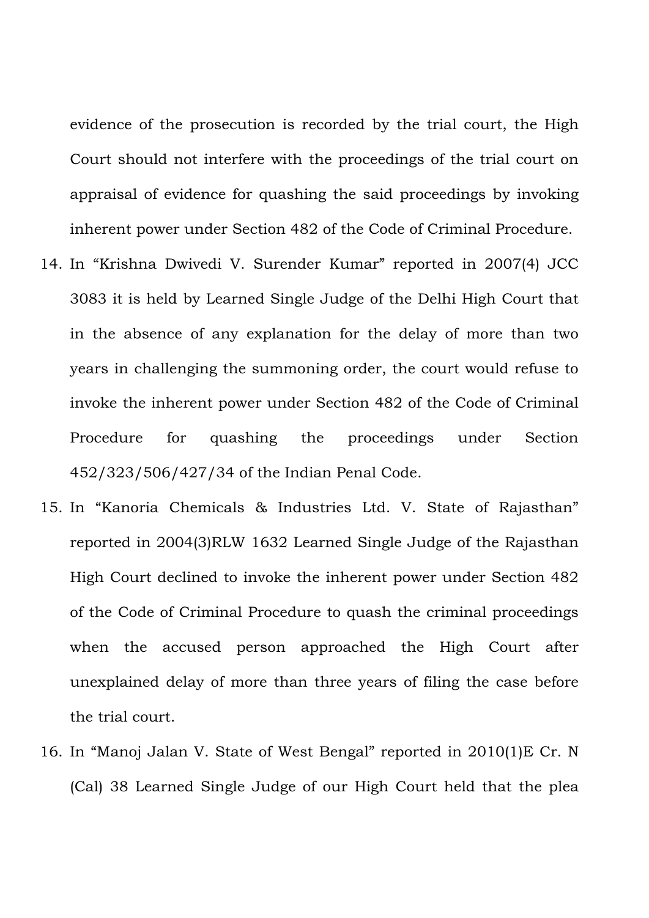evidence of the prosecution is recorded by the trial court, the High Court should not interfere with the proceedings of the trial court on appraisal of evidence for quashing the said proceedings by invoking inherent power under Section 482 of the Code of Criminal Procedure.

14. In "Krishna Dwivedi V. Surender Kumar" reported in 2007(4) JCC 3083 it is held by Learned Single Judge of the Delhi High Court that in the absence of any explanation for the delay of more than two years in challenging the summoning order, the court would refuse to invoke the inherent power under Section 482 of the Code of Criminal Procedure for quashing the proceedings under Section 452/323/506/427/34 of the Indian Penal Code.

15. In "Kanoria Chemicals & Industries Ltd. V. State of Rajasthan" reported in 2004(3)RLW 1632 Learned Single Judge of the Rajasthan High Court declined to invoke the inherent power under Section 482 of the Code of Criminal Procedure to quash the criminal proceedings when the accused person approached the High Court after unexplained delay of more than three years of filing the case before the trial court.

16. In "Manoj Jalan V. State of West Bengal" reported in 2010(1)E Cr. N (Cal) 38 Learned Single Judge of our High Court held that the plea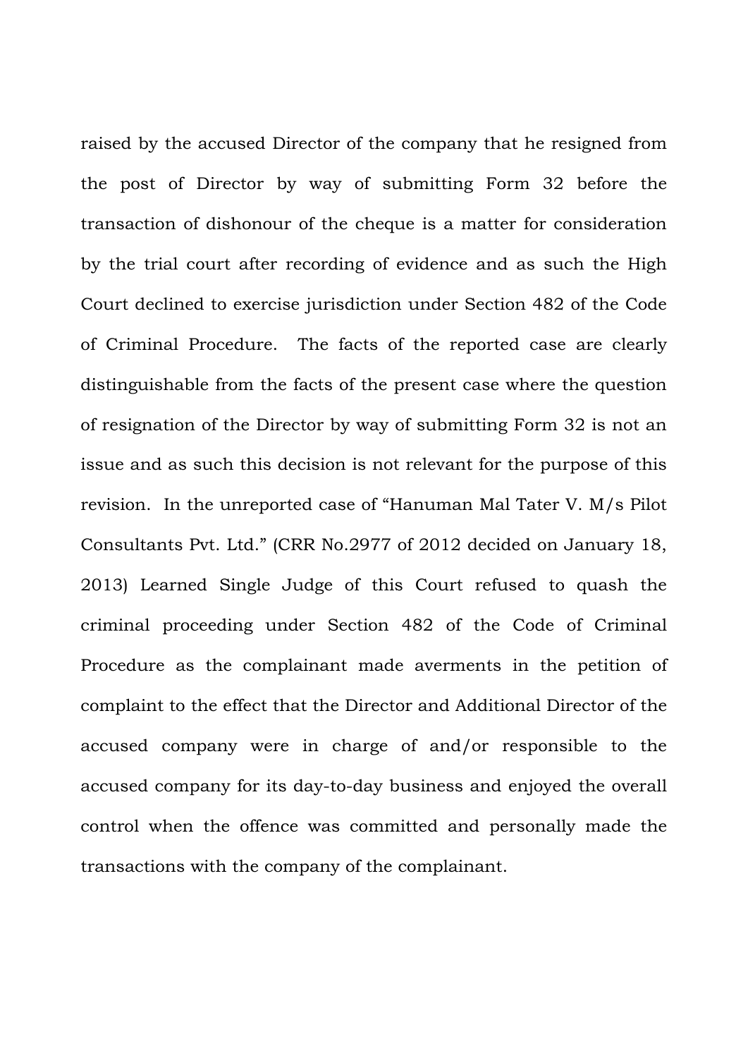raised by the accused Director of the company that he resigned from the post of Director by way of submitting Form 32 before the transaction of dishonour of the cheque is a matter for consideration by the trial court after recording of evidence and as such the High Court declined to exercise jurisdiction under Section 482 of the Code of Criminal Procedure. The facts of the reported case are clearly distinguishable from the facts of the present case where the question of resignation of the Director by way of submitting Form 32 is not an issue and as such this decision is not relevant for the purpose of this revision. In the unreported case of "Hanuman Mal Tater V. M/s Pilot Consultants Pvt. Ltd." (CRR No.2977 of 2012 decided on January 18, 2013) Learned Single Judge of this Court refused to quash the criminal proceeding under Section 482 of the Code of Criminal Procedure as the complainant made averments in the petition of complaint to the effect that the Director and Additional Director of the accused company were in charge of and/or responsible to the accused company for its day-to-day business and enjoyed the overall control when the offence was committed and personally made the transactions with the company of the complainant.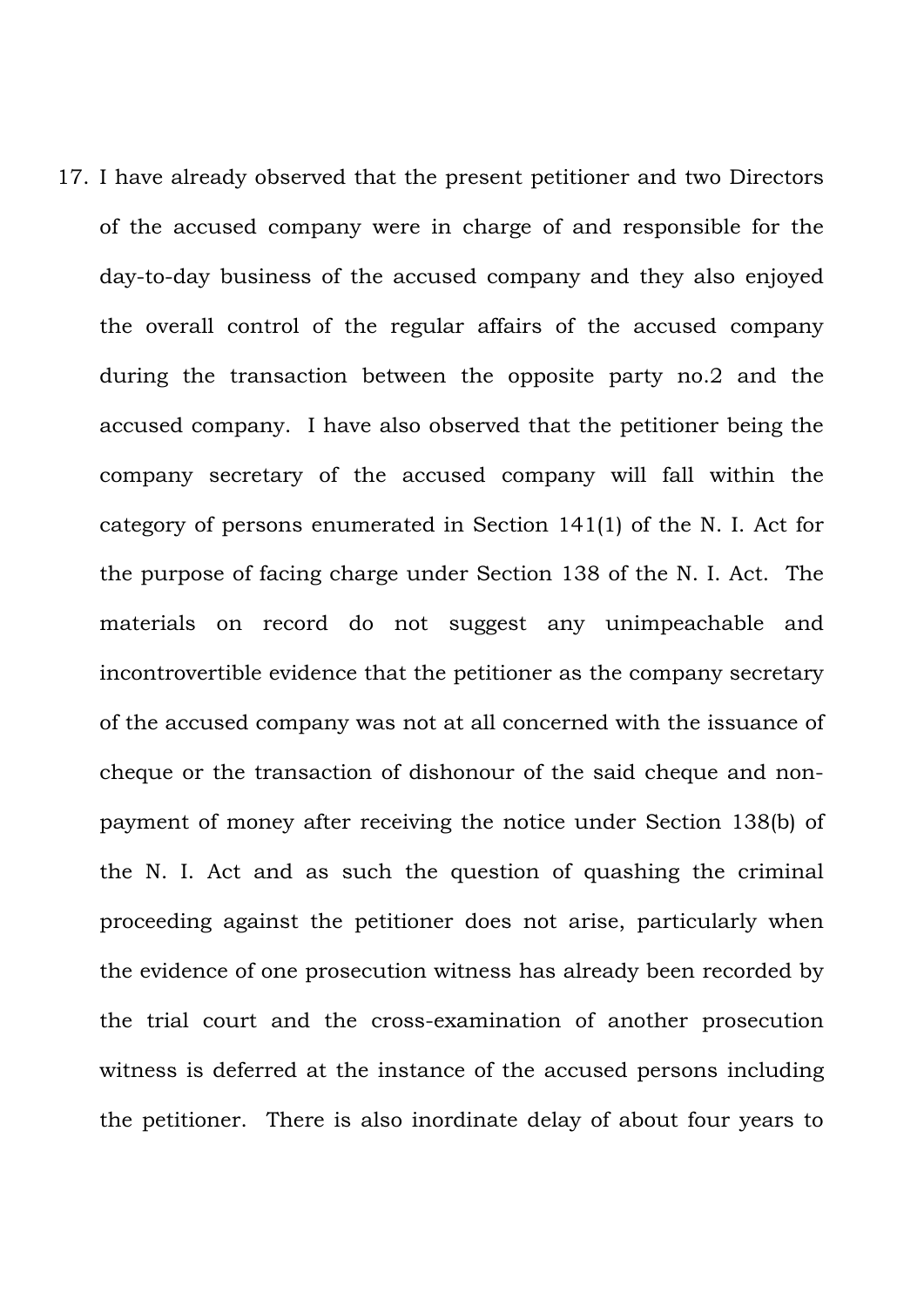17. I have already observed that the present petitioner and two Directors of the accused company were in charge of and responsible for the day-to-day business of the accused company and they also enjoyed the overall control of the regular affairs of the accused company during the transaction between the opposite party no.2 and the accused company. I have also observed that the petitioner being the company secretary of the accused company will fall within the category of persons enumerated in Section 141(1) of the N. I. Act for the purpose of facing charge under Section 138 of the N. I. Act. The materials on record do not suggest any unimpeachable and incontrovertible evidence that the petitioner as the company secretary of the accused company was not at all concerned with the issuance of cheque or the transaction of dishonour of the said cheque and non-payment of money after receiving the notice under Section 138(b) of the N. I. Act and as such the question of quashing the criminal proceeding against the petitioner does not arise, particularly when the evidence of one prosecution witness has already been recorded by the trial court and the cross-examination of another prosecution witness is deferred at the instance of the accused persons including the petitioner. There is also inordinate delay of about four years to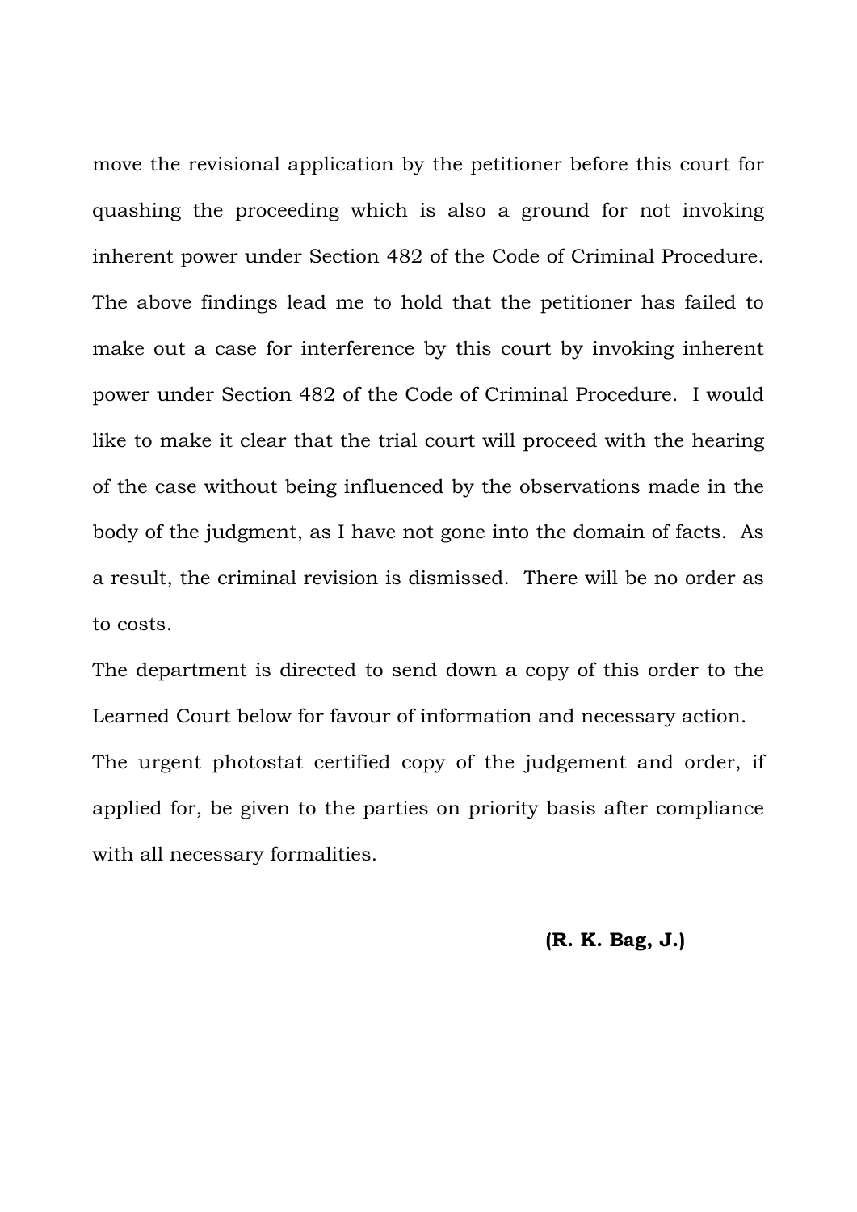move the revisional application by the petitioner before this court for quashing the proceeding which is also a ground for not invoking inherent power under Section 482 of the Code of Criminal Procedure. The above findings lead me to hold that the petitioner has failed to make out a case for interference by this court by invoking inherent power under Section 482 of the Code of Criminal Procedure. I would like to make it clear that the trial court will proceed with the hearing of the case without being influenced by the observations made in the body of the judgment, as I have not gone into the domain of facts. As a result, the criminal revision is dismissed. There will be no order as to costs.

The department is directed to send down a copy of this order to the Learned Court below for favour of information and necessary action.

The urgent photostat certified copy of the judgement and order, if applied for, be given to the parties on priority basis after compliance with all necessary formalities.

**(R. K. Bag, J.)**